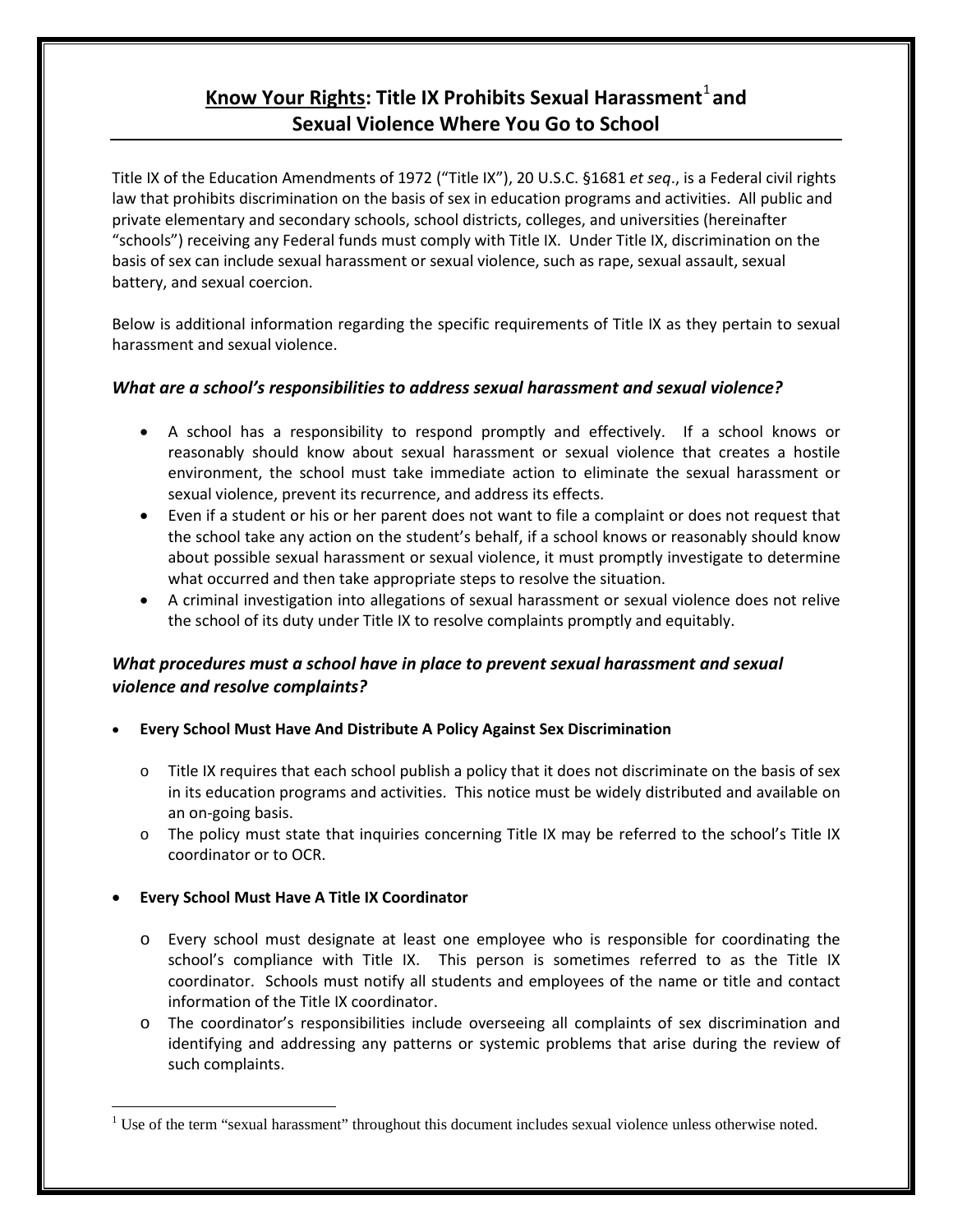# **Know Your Rights**: Title IX Prohibits Sexual Harassment[1] and Sexual Violence Where You Go to School

Title IX of the Education Amendments of 1972 ("Title IX"), 20 U.S.C. §1681 *et seq*., is a Federal civil rights law that prohibits discrimination on the basis of sex in education programs and activities. All public and private elementary and secondary schools, school districts, colleges, and universities (hereinafter "schools") receiving any Federal funds must comply with Title IX. Under Title IX, discrimination on the basis of sex can include sexual harassment or sexual violence, such as rape, sexual assault, sexual battery, and sexual coercion.

Below is additional information regarding the specific requirements of Title IX as they pertain to sexual harassment and sexual violence.

### *What are a school's responsibilities to address sexual harassment and sexual violence?*

- A school has a responsibility to respond promptly and effectively. If a school knows or reasonably should know about sexual harassment or sexual violence that creates a hostile environment, the school must take immediate action to eliminate the sexual harassment or sexual violence, prevent its recurrence, and address its effects.
- Even if a student or his or her parent does not want to file a complaint or does not request that the school take any action on the student's behalf, if a school knows or reasonably should know about possible sexual harassment or sexual violence, it must promptly investigate to determine what occurred and then take appropriate steps to resolve the situation.
- A criminal investigation into allegations of sexual harassment or sexual violence does not relive the school of its duty under Title IX to resolve complaints promptly and equitably.

### *What procedures must a school have in place to prevent sexual harassment and sexual violence and resolve complaints?*

- **Every School Must Have And Distribute A Policy Against Sex Discrimination**
  - Title IX requires that each school publish a policy that it does not discriminate on the basis of sex in its education programs and activities. This notice must be widely distributed and available on an on-going basis.
  - The policy must state that inquiries concerning Title IX may be referred to the school's Title IX coordinator or to OCR.

- **Every School Must Have A Title IX Coordinator**
  - Every school must designate at least one employee who is responsible for coordinating the school's compliance with Title IX. This person is sometimes referred to as the Title IX coordinator. Schools must notify all students and employees of the name or title and contact information of the Title IX coordinator.
  - The coordinator's responsibilities include overseeing all complaints of sex discrimination and identifying and addressing any patterns or systemic problems that arise during the review of such complaints.

---

[1] Use of the term "sexual harassment" throughout this document includes sexual violence unless otherwise noted.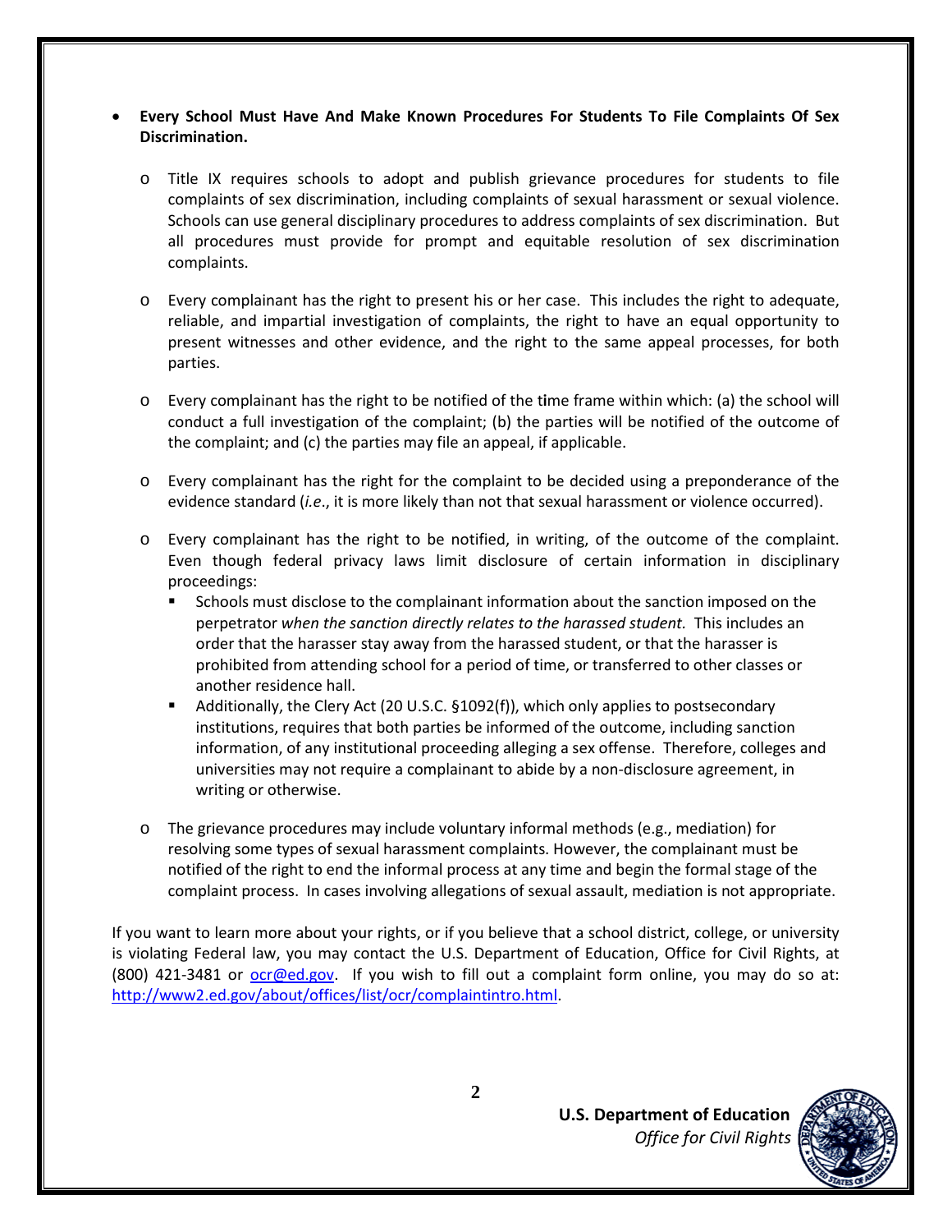- **Every School Must Have And Make Known Procedures For Students To File Complaints Of Sex Discrimination.**

  - Title IX requires schools to adopt and publish grievance procedures for students to file complaints of sex discrimination, including complaints of sexual harassment or sexual violence. Schools can use general disciplinary procedures to address complaints of sex discrimination. But all procedures must provide for prompt and equitable resolution of sex discrimination complaints.

  - Every complainant has the right to present his or her case. This includes the right to adequate, reliable, and impartial investigation of complaints, the right to have an equal opportunity to present witnesses and other evidence, and the right to the same appeal processes, for both parties.

  - Every complainant has the right to be notified of the time frame within which: (a) the school will conduct a full investigation of the complaint; (b) the parties will be notified of the outcome of the complaint; and (c) the parties may file an appeal, if applicable.

  - Every complainant has the right for the complaint to be decided using a preponderance of the evidence standard (*i.e*., it is more likely than not that sexual harassment or violence occurred).

  - Every complainant has the right to be notified, in writing, of the outcome of the complaint. Even though federal privacy laws limit disclosure of certain information in disciplinary proceedings:
    - Schools must disclose to the complainant information about the sanction imposed on the perpetrator *when the sanction directly relates to the harassed student.* This includes an order that the harasser stay away from the harassed student, or that the harasser is prohibited from attending school for a period of time, or transferred to other classes or another residence hall.
    - Additionally, the Clery Act (20 U.S.C. §1092(f)), which only applies to postsecondary institutions, requires that both parties be informed of the outcome, including sanction information, of any institutional proceeding alleging a sex offense. Therefore, colleges and universities may not require a complainant to abide by a non-disclosure agreement, in writing or otherwise.

  - The grievance procedures may include voluntary informal methods (e.g., mediation) for resolving some types of sexual harassment complaints. However, the complainant must be notified of the right to end the informal process at any time and begin the formal stage of the complaint process. In cases involving allegations of sexual assault, mediation is not appropriate.

If you want to learn more about your rights, or if you believe that a school district, college, or university is violating Federal law, you may contact the U.S. Department of Education, Office for Civil Rights, at (800) 421-3481 or [ocr@ed.gov](mailto:ocr@ed.gov). If you wish to fill out a complaint form online, you may do so at: [http://www2.ed.gov/about/offices/list/ocr/complaintintro.html](http://www2.ed.gov/about/offices/list/ocr/complaintintro.html).

**U.S. Department of Education**
*Office for Civil Rights*